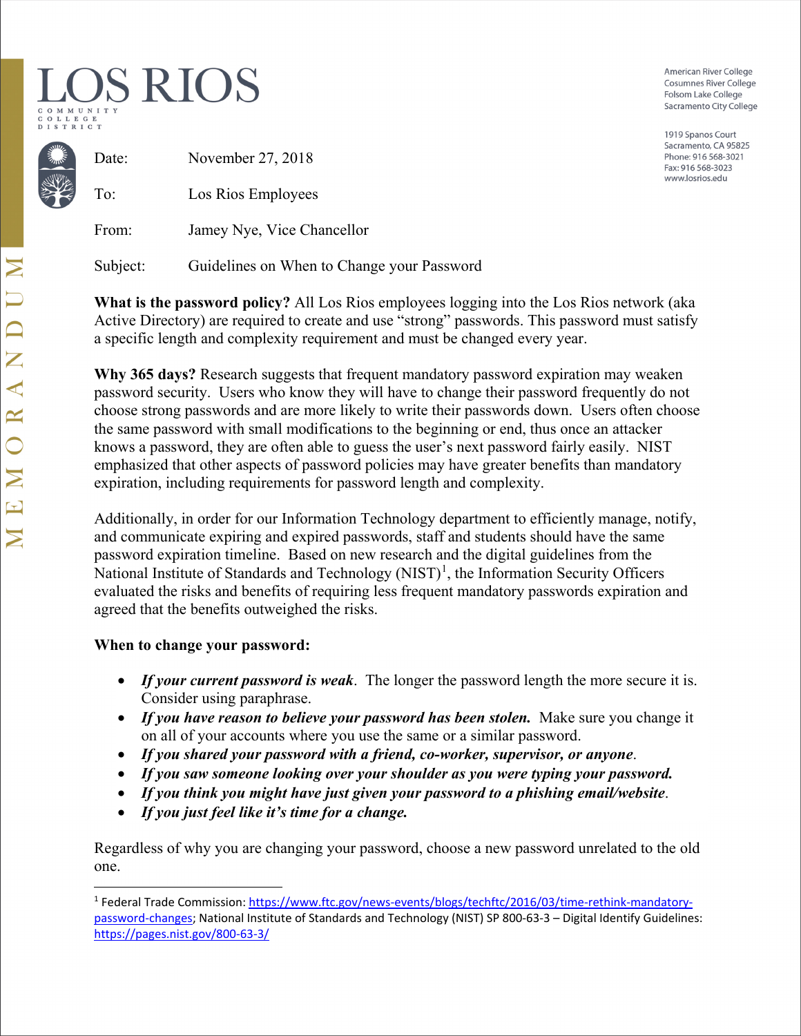# LOS RIOS
COMMUNITY COLLEGE DISTRICT

American River College
Cosumnes River College
Folsom Lake College
Sacramento City College

1919 Spanos Court
Sacramento, CA 95825
Phone: 916 568-3021
Fax: 916 568-3023
www.losrios.edu

MEMORANDUM

Date: November 27, 2018

To: Los Rios Employees

From: Jamey Nye, Vice Chancellor

Subject: Guidelines on When to Change your Password

**What is the password policy?** All Los Rios employees logging into the Los Rios network (aka Active Directory) are required to create and use "strong" passwords. This password must satisfy a specific length and complexity requirement and must be changed every year.

**Why 365 days?** Research suggests that frequent mandatory password expiration may weaken password security. Users who know they will have to change their password frequently do not choose strong passwords and are more likely to write their passwords down. Users often choose the same password with small modifications to the beginning or end, thus once an attacker knows a password, they are often able to guess the user's next password fairly easily. NIST emphasized that other aspects of password policies may have greater benefits than mandatory expiration, including requirements for password length and complexity.

Additionally, in order for our Information Technology department to efficiently manage, notify, and communicate expiring and expired passwords, staff and students should have the same password expiration timeline. Based on new research and the digital guidelines from the National Institute of Standards and Technology (NIST)[1], the Information Security Officers evaluated the risks and benefits of requiring less frequent mandatory passwords expiration and agreed that the benefits outweighed the risks.

**When to change your password:**

- ***If your current password is weak***. The longer the password length the more secure it is. Consider using paraphrase.
- ***If you have reason to believe your password has been stolen.*** Make sure you change it on all of your accounts where you use the same or a similar password.
- ***If you shared your password with a friend, co-worker, supervisor, or anyone***.
- ***If you saw someone looking over your shoulder as you were typing your password.***
- ***If you think you might have just given your password to a phishing email/website***.
- ***If you just feel like it's time for a change.***

Regardless of why you are changing your password, choose a new password unrelated to the old one.

---

[1] Federal Trade Commission: https://www.ftc.gov/news-events/blogs/techftc/2016/03/time-rethink-mandatory-password-changes; National Institute of Standards and Technology (NIST) SP 800-63-3 – Digital Identify Guidelines: https://pages.nist.gov/800-63-3/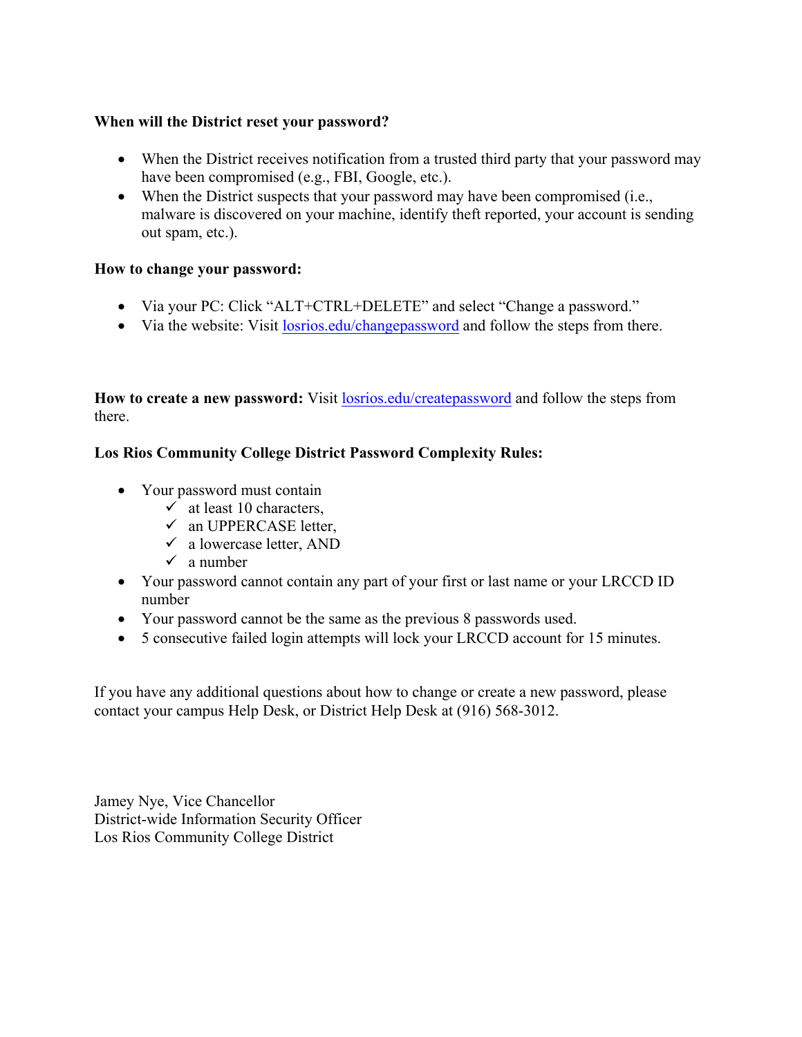**When will the District reset your password?**

- When the District receives notification from a trusted third party that your password may have been compromised (e.g., FBI, Google, etc.).
- When the District suspects that your password may have been compromised (i.e., malware is discovered on your machine, identify theft reported, your account is sending out spam, etc.).

**How to change your password:**

- Via your PC: Click "ALT+CTRL+DELETE" and select "Change a password."
- Via the website: Visit [losrios.edu/changepassword](losrios.edu/changepassword) and follow the steps from there.

**How to create a new password:** Visit [losrios.edu/createpassword](losrios.edu/createpassword) and follow the steps from there.

**Los Rios Community College District Password Complexity Rules:**

- Your password must contain
  - ✓ at least 10 characters,
  - ✓ an UPPERCASE letter,
  - ✓ a lowercase letter, AND
  - ✓ a number
- Your password cannot contain any part of your first or last name or your LRCCD ID number
- Your password cannot be the same as the previous 8 passwords used.
- 5 consecutive failed login attempts will lock your LRCCD account for 15 minutes.

If you have any additional questions about how to change or create a new password, please contact your campus Help Desk, or District Help Desk at (916) 568-3012.

Jamey Nye, Vice Chancellor
District-wide Information Security Officer
Los Rios Community College District